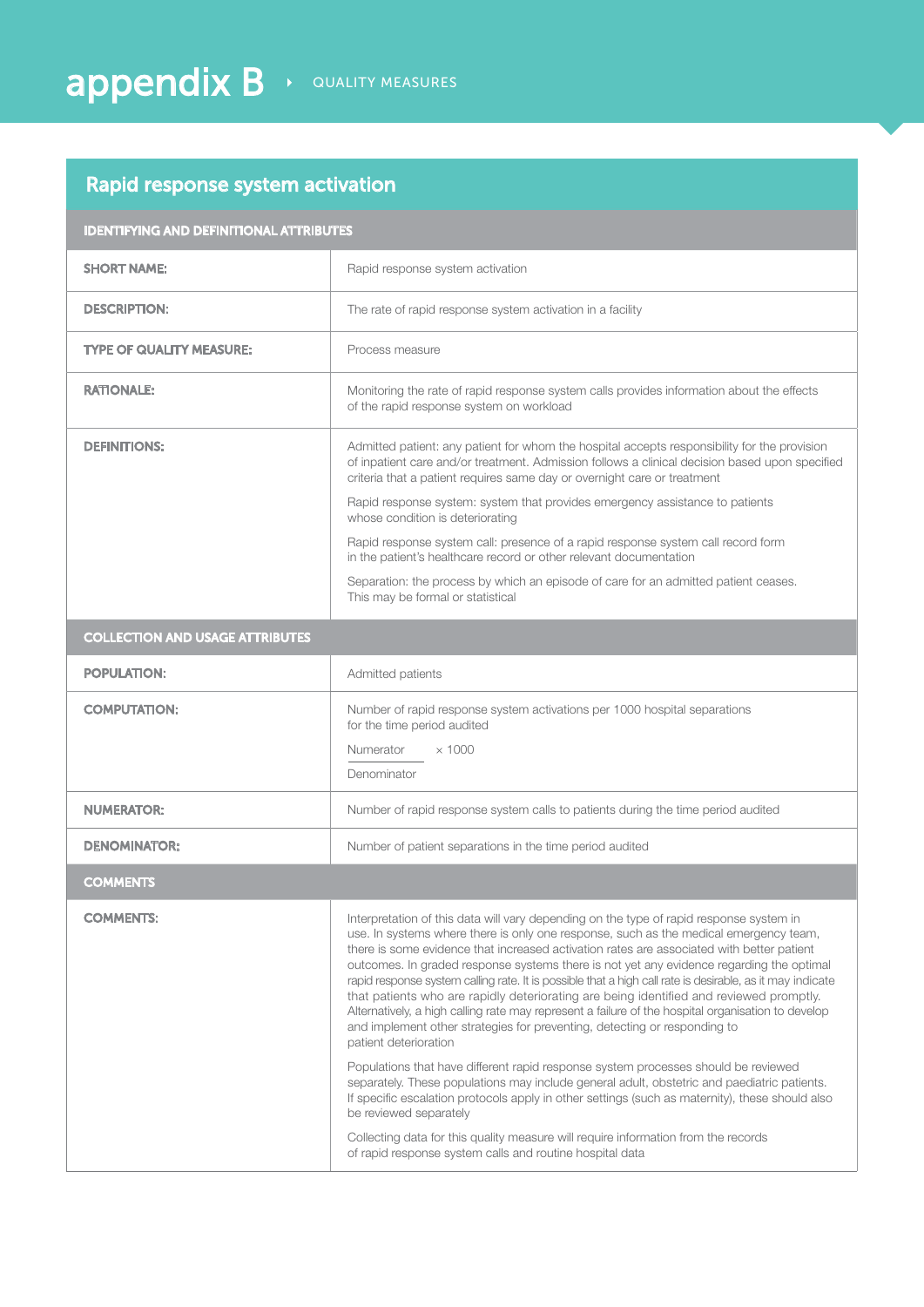# appendix B › QUALITY MEASURES

## Rapid response system activation

| IDENTIFYING AND DEFINITIONAL ATTRIBUTES | |
|---|---|
| **SHORT NAME:** | Rapid response system activation |
| **DESCRIPTION:** | The rate of rapid response system activation in a facility |
| **TYPE OF QUALITY MEASURE:** | Process measure |
| **RATIONALE:** | Monitoring the rate of rapid response system calls provides information about the effects of the rapid response system on workload |
| **DEFINITIONS:** | Admitted patient: any patient for whom the hospital accepts responsibility for the provision of inpatient care and/or treatment. Admission follows a clinical decision based upon specified criteria that a patient requires same day or overnight care or treatment<br><br>Rapid response system: system that provides emergency assistance to patients whose condition is deteriorating<br><br>Rapid response system call: presence of a rapid response system call record form in the patient's healthcare record or other relevant documentation<br><br>Separation: the process by which an episode of care for an admitted patient ceases. This may be formal or statistical |
| **COLLECTION AND USAGE ATTRIBUTES** | |
| **POPULATION:** | Admitted patients |
| **COMPUTATION:** | Number of rapid response system activations per 1000 hospital separations for the time period audited<br><br>$\frac{\text{Numerator}}{\text{Denominator}} \times 1000$ |
| **NUMERATOR:** | Number of rapid response system calls to patients during the time period audited |
| **DENOMINATOR:** | Number of patient separations in the time period audited |
| **COMMENTS** | |
| **COMMENTS:** | Interpretation of this data will vary depending on the type of rapid response system in use. In systems where there is only one response, such as the medical emergency team, there is some evidence that increased activation rates are associated with better patient outcomes. In graded response systems there is not yet any evidence regarding the optimal rapid response system calling rate. It is possible that a high call rate is desirable, as it may indicate that patients who are rapidly deteriorating are being identified and reviewed promptly. Alternatively, a high calling rate may represent a failure of the hospital organisation to develop and implement other strategies for preventing, detecting or responding to patient deterioration<br><br>Populations that have different rapid response system processes should be reviewed separately. These populations may include general adult, obstetric and paediatric patients. If specific escalation protocols apply in other settings (such as maternity), these should also be reviewed separately<br><br>Collecting data for this quality measure will require information from the records of rapid response system calls and routine hospital data |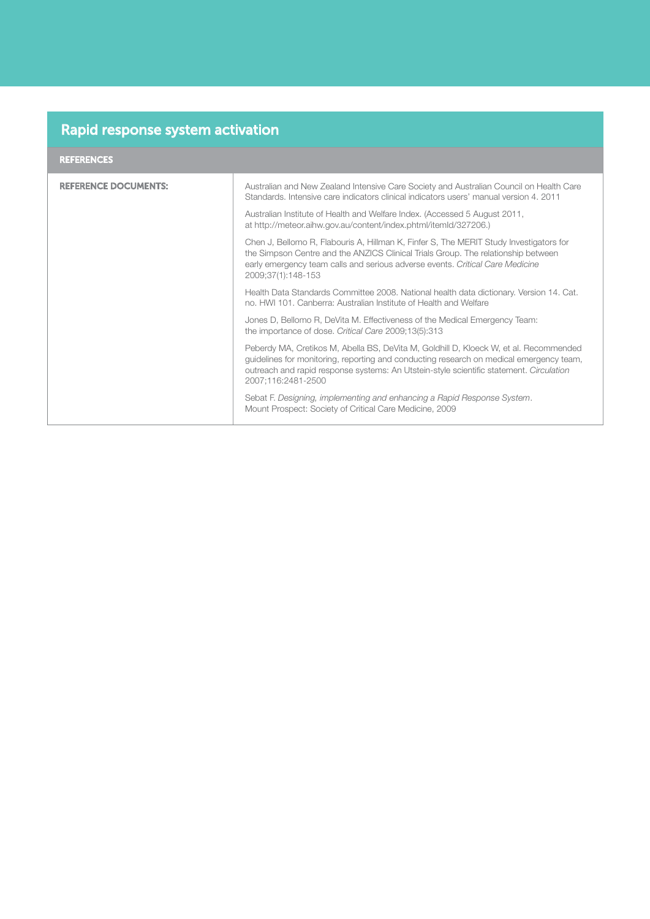## Rapid response system activation

| REFERENCES | |
|---|---|
| **REFERENCE DOCUMENTS:** | Australian and New Zealand Intensive Care Society and Australian Council on Health Care Standards. Intensive care indicators clinical indicators users' manual version 4. 2011<br><br>Australian Institute of Health and Welfare Index. (Accessed 5 August 2011, at http://meteor.aihw.gov.au/content/index.phtml/itemId/327206.)<br><br>Chen J, Bellomo R, Flabouris A, Hillman K, Finfer S, The MERIT Study Investigators for the Simpson Centre and the ANZICS Clinical Trials Group. The relationship between early emergency team calls and serious adverse events. *Critical Care Medicine* 2009;37(1):148-153<br><br>Health Data Standards Committee 2008. National health data dictionary. Version 14. Cat. no. HWI 101. Canberra: Australian Institute of Health and Welfare<br><br>Jones D, Bellomo R, DeVita M. Effectiveness of the Medical Emergency Team: the importance of dose. *Critical Care* 2009;13(5):313<br><br>Peberdy MA, Cretikos M, Abella BS, DeVita M, Goldhill D, Kloeck W, et al. Recommended guidelines for monitoring, reporting and conducting research on medical emergency team, outreach and rapid response systems: An Utstein-style scientific statement. *Circulation* 2007;116:2481-2500<br><br>Sebat F. *Designing, implementing and enhancing a Rapid Response System*. Mount Prospect: Society of Critical Care Medicine, 2009 |